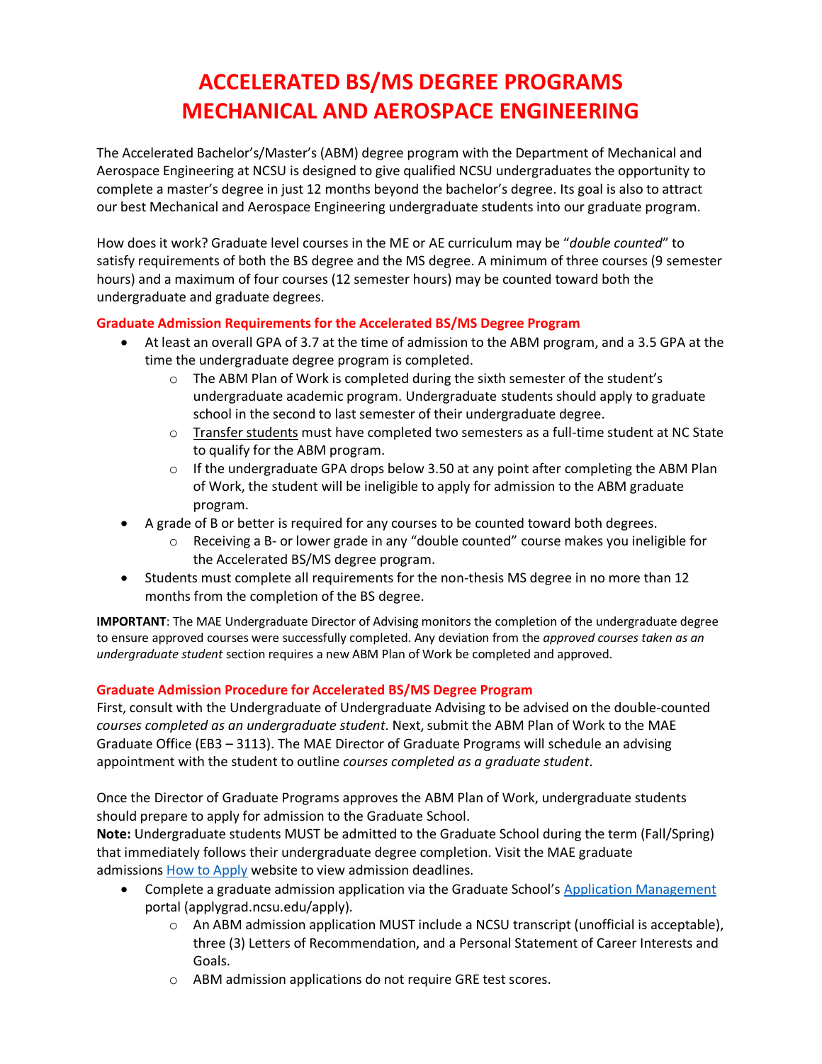# ACCELERATED BS/MS DEGREE PROGRAMS
# MECHANICAL AND AEROSPACE ENGINEERING

The Accelerated Bachelor's/Master's (ABM) degree program with the Department of Mechanical and Aerospace Engineering at NCSU is designed to give qualified NCSU undergraduates the opportunity to complete a master's degree in just 12 months beyond the bachelor's degree. Its goal is also to attract our best Mechanical and Aerospace Engineering undergraduate students into our graduate program.

How does it work? Graduate level courses in the ME or AE curriculum may be "*double counted*" to satisfy requirements of both the BS degree and the MS degree. A minimum of three courses (9 semester hours) and a maximum of four courses (12 semester hours) may be counted toward both the undergraduate and graduate degrees.

### Graduate Admission Requirements for the Accelerated BS/MS Degree Program

- At least an overall GPA of 3.7 at the time of admission to the ABM program, and a 3.5 GPA at the time the undergraduate degree program is completed.
  - The ABM Plan of Work is completed during the sixth semester of the student's undergraduate academic program. Undergraduate students should apply to graduate school in the second to last semester of their undergraduate degree.
  - Transfer students must have completed two semesters as a full-time student at NC State to qualify for the ABM program.
  - If the undergraduate GPA drops below 3.50 at any point after completing the ABM Plan of Work, the student will be ineligible to apply for admission to the ABM graduate program.
- A grade of B or better is required for any courses to be counted toward both degrees.
  - Receiving a B- or lower grade in any "double counted" course makes you ineligible for the Accelerated BS/MS degree program.
- Students must complete all requirements for the non-thesis MS degree in no more than 12 months from the completion of the BS degree.

**IMPORTANT**: The MAE Undergraduate Director of Advising monitors the completion of the undergraduate degree to ensure approved courses were successfully completed. Any deviation from the *approved courses taken as an undergraduate student* section requires a new ABM Plan of Work be completed and approved.

### Graduate Admission Procedure for Accelerated BS/MS Degree Program

First, consult with the Undergraduate of Undergraduate Advising to be advised on the double-counted *courses completed as an undergraduate student*. Next, submit the ABM Plan of Work to the MAE Graduate Office (EB3 – 3113). The MAE Director of Graduate Programs will schedule an advising appointment with the student to outline *courses completed as a graduate student*.

Once the Director of Graduate Programs approves the ABM Plan of Work, undergraduate students should prepare to apply for admission to the Graduate School.

**Note:** Undergraduate students MUST be admitted to the Graduate School during the term (Fall/Spring) that immediately follows their undergraduate degree completion. Visit the MAE graduate admissions How to Apply website to view admission deadlines.

- Complete a graduate admission application via the Graduate School's Application Management portal (applygrad.ncsu.edu/apply).
  - An ABM admission application MUST include a NCSU transcript (unofficial is acceptable), three (3) Letters of Recommendation, and a Personal Statement of Career Interests and Goals.
  - ABM admission applications do not require GRE test scores.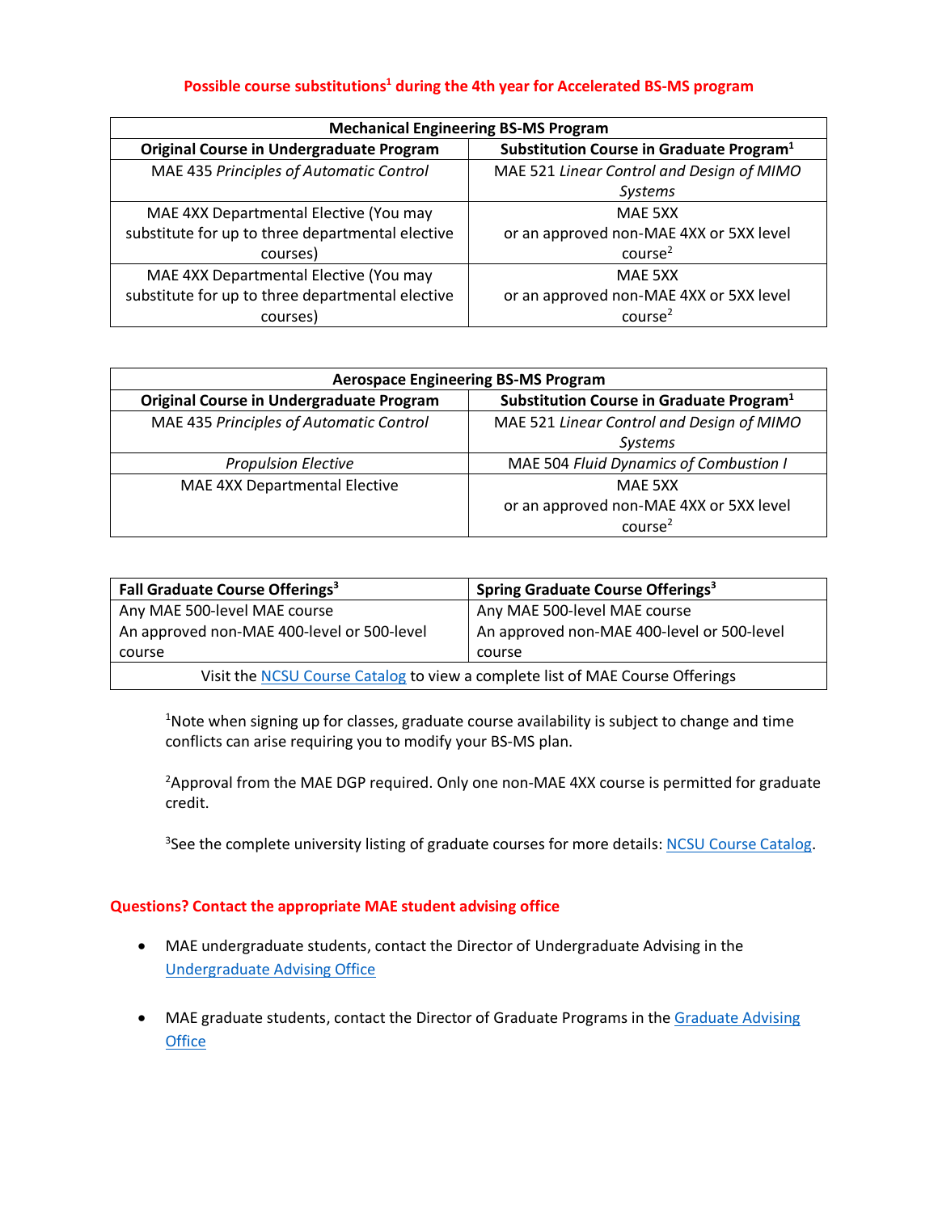**Possible course substitutions[1] during the 4th year for Accelerated BS-MS program**

| Mechanical Engineering BS-MS Program | |
|---|---|
| **Original Course in Undergraduate Program** | **Substitution Course in Graduate Program[1]** |
| MAE 435 *Principles of Automatic Control* | MAE 521 *Linear Control and Design of MIMO Systems* |
| MAE 4XX Departmental Elective (You may substitute for up to three departmental elective courses) | MAE 5XX or an approved non-MAE 4XX or 5XX level course[2] |
| MAE 4XX Departmental Elective (You may substitute for up to three departmental elective courses) | MAE 5XX or an approved non-MAE 4XX or 5XX level course[2] |

| Aerospace Engineering BS-MS Program | |
|---|---|
| **Original Course in Undergraduate Program** | **Substitution Course in Graduate Program[1]** |
| MAE 435 *Principles of Automatic Control* | MAE 521 *Linear Control and Design of MIMO Systems* |
| *Propulsion Elective* | MAE 504 *Fluid Dynamics of Combustion I* |
| MAE 4XX Departmental Elective | MAE 5XX or an approved non-MAE 4XX or 5XX level course[2] |

| Fall Graduate Course Offerings[3] | Spring Graduate Course Offerings[3] |
|---|---|
| Any MAE 500-level MAE course<br>An approved non-MAE 400-level or 500-level course | Any MAE 500-level MAE course<br>An approved non-MAE 400-level or 500-level course |
| Visit the NCSU Course Catalog to view a complete list of MAE Course Offerings | |

[1]Note when signing up for classes, graduate course availability is subject to change and time conflicts can arise requiring you to modify your BS-MS plan.

[2]Approval from the MAE DGP required. Only one non-MAE 4XX course is permitted for graduate credit.

[3]See the complete university listing of graduate courses for more details: NCSU Course Catalog.

**Questions? Contact the appropriate MAE student advising office**

- MAE undergraduate students, contact the Director of Undergraduate Advising in the Undergraduate Advising Office
- MAE graduate students, contact the Director of Graduate Programs in the Graduate Advising Office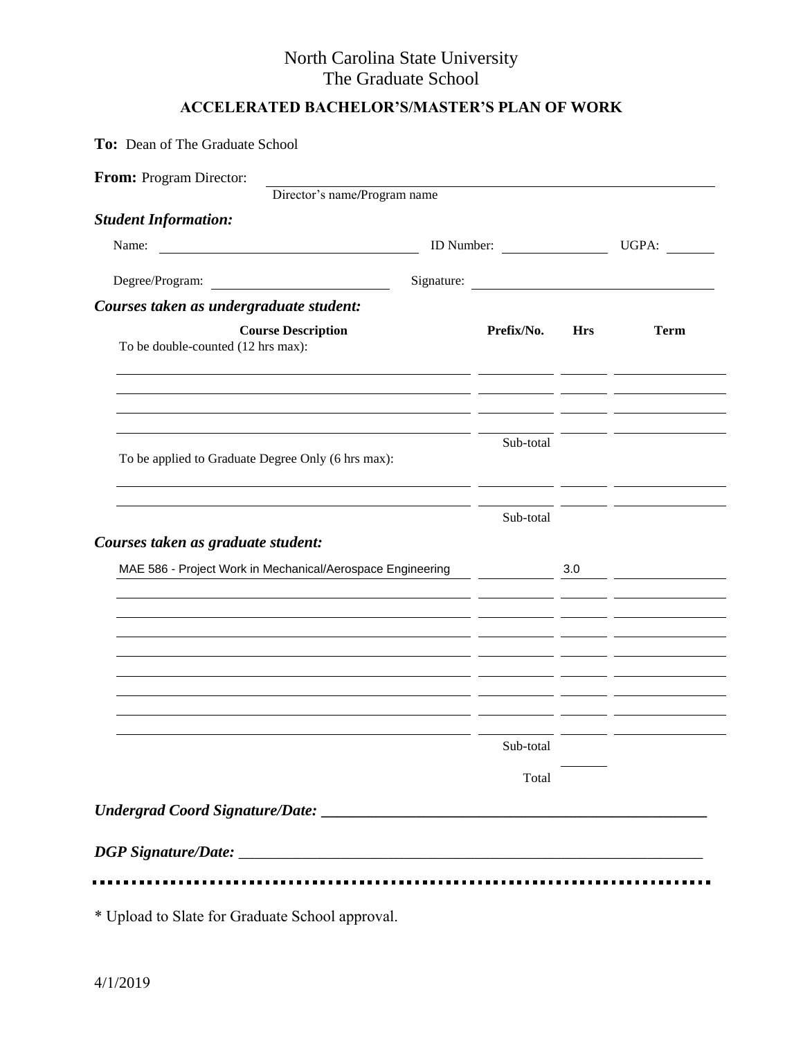# North Carolina State University
# The Graduate School

## ACCELERATED BACHELOR'S/MASTER'S PLAN OF WORK

**To:** Dean of The Graduate School

**From:** Program Director: ______________________________
Director's name/Program name

***Student Information:***

Name: ______________________ ID Number: ____________ UGPA: ______

Degree/Program: ____________________ Signature: ______________________

***Courses taken as undergraduate student:***

| Course Description | Prefix/No. | Hrs | Term |
|---|---|---|---|
| To be double-counted (12 hrs max): | | | |
| | | | |
| | | | |
| | | | |
| | | | |
| | Sub-total | | |
| To be applied to Graduate Degree Only (6 hrs max): | | | |
| | | | |
| | | | |
| | Sub-total | | |

***Courses taken as graduate student:***

| Course Description | Prefix/No. | Hrs | Term |
|---|---|---|---|
| MAE 586 - Project Work in Mechanical/Aerospace Engineering | | 3.0 | |
| | | | |
| | | | |
| | | | |
| | | | |
| | | | |
| | | | |
| | | | |
| | Sub-total | | |
| | Total | | |

***Undergrad Coord Signature/Date:*** ______________________________

***DGP Signature/Date:*** ______________________________

\* Upload to Slate for Graduate School approval.

4/1/2019